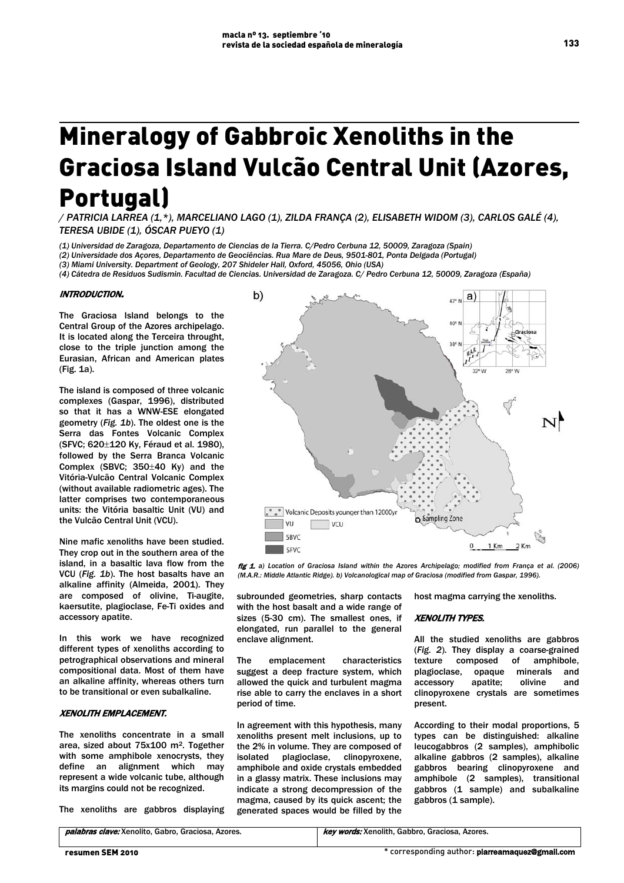# Mineralogy of Gabbroic Xenoliths in the Graciosa Island Vulcão Central Unit (Azores, Portugal)

/ PATRICIA LARREA (1,*), MARCELIANO LAGO (1), ZILDA FRANÇA (2), ELISABETH WIDOM (3), CARLOS GALÉ (4), TERESA UBIDE (1), ÓSCAR PUEYO (1)

*(1) Universidad de Zaragoza, Departamento de Ciencias de la Tierra. C/Pedro Cerbuna 12, 50009, Zaragoza (Spain)*
*(2) Universidade dos Açores, Departamento de Geociências. Rua Mare de Deus, 9501-801, Ponta Delgada (Portugal)*
*(3) Miami University. Department of Geology, 207 Shideler Hall, Oxford, 45056, Ohio (USA)*
*(4) Cátedra de Residuos Sudismin. Facultad de Ciencias. Universidad de Zaragoza. C/ Pedro Cerbuna 12, 50009, Zaragoza (España)*

## INTRODUCTION.

The Graciosa Island belongs to the Central Group of the Azores archipelago. It is located along the Terceira throught, close to the triple junction among the Eurasian, African and American plates (Fig. 1a).

The island is composed of three volcanic complexes (Gaspar, 1996), distributed so that it has a WNW-ESE elongated geometry (*Fig. 1b*). The oldest one is the Serra das Fontes Volcanic Complex (SFVC; 620±120 Ky, Féraud et al. 1980), followed by the Serra Branca Volcanic Complex (SBVC; 350±40 Ky) and the Vitória-Vulcão Central Volcanic Complex (without available radiometric ages). The latter comprises two contemporaneous units: the Vitória basaltic Unit (VU) and the Vulcão Central Unit (VCU).

Nine mafic xenoliths have been studied. They crop out in the southern area of the island, in a basaltic lava flow from the VCU (*Fig. 1b*). The host basalts have an alkaline affinity (Almeida, 2001). They are composed of olivine, Ti-augite, kaersutite, plagioclase, Fe-Ti oxides and accessory apatite.

In this work we have recognized different types of xenoliths according to petrographical observations and mineral compositional data. Most of them have an alkaline affinity, whereas others turn to be transitional or even subalkaline.

## XENOLITH EMPLACEMENT.

The xenoliths concentrate in a small area, sized about 75x100 m². Together with some amphibole xenocrysts, they define an alignment which may represent a wide volcanic tube, although its margins could not be recognized.

The xenoliths are gabbros displaying subrounded geometries, sharp contacts with the host basalt and a wide range of sizes (5-30 cm). The smallest ones, if elongated, run parallel to the general enclave alignment.

The emplacement characteristics suggest a deep fracture system, which allowed the quick and turbulent magma rise able to carry the enclaves in a short period of time.

In agreement with this hypothesis, many xenoliths present melt inclusions, up to the 2% in volume. They are composed of isolated plagioclase, clinopyroxene, amphibole and oxide crystals embedded in a glassy matrix. These inclusions may indicate a strong decompression of the magma, caused by its quick ascent; the generated spaces would be filled by the host magma carrying the xenoliths.

*fig 1. a) Location of Graciosa Island within the Azores Archipelago; modified from França et al. (2006) (M.A.R.: Middle Atlantic Ridge). b) Volcanological map of Graciosa (modified from Gaspar, 1996).*

## XENOLITH TYPES.

All the studied xenoliths are gabbros (*Fig. 2*). They display a coarse-grained texture composed of amphibole, plagioclase, opaque minerals and accessory apatite; olivine and clinopyroxene crystals are sometimes present.

According to their modal proportions, 5 types can be distinguished: alkaline leucogabbros (2 samples), amphibolic alkaline gabbros (2 samples), alkaline gabbros bearing clinopyroxene and amphibole (2 samples), transitional gabbros (1 sample) and subalkaline gabbros (1 sample).

| *palabras clave:* Xenolito, Gabro, Graciosa, Azores. | *key words:* Xenolith, Gabbro, Graciosa, Azores. |
| --- | --- |

\* corresponding author: plarreamaquez@gmail.com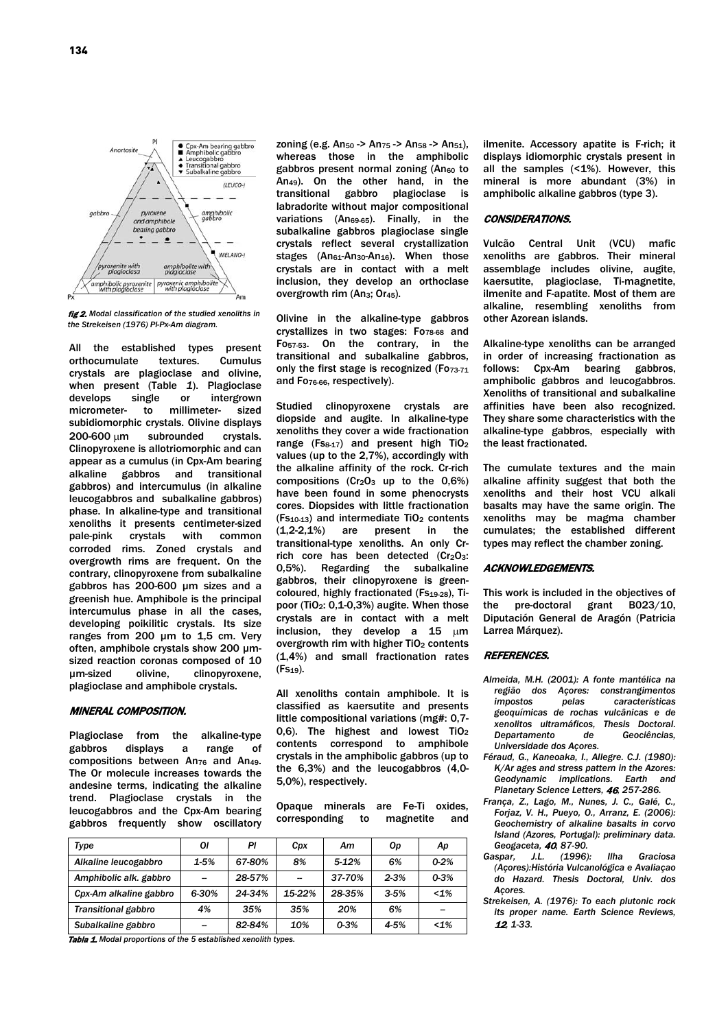Pl

Anortosite

- ● Cpx-Am bearing gabbro
- ■ Amphibolic gabbro
- ▲ Leucogabbro
- ◆ Transitional gabbro
- ▼ Subalkaline gabbro

(LEUCO-)

gabbro

pyroxene and amphibole bearing gabbro

amphibolic gabbro

(MELANO-)

pyroxenite with plagioclase

amphibolite with plagioclase

amphibolic pyroxenite with plagioclase

pyroxenic amphibolite with plagioclase

Px

Am

***fig 2.** Modal classification of the studied xenoliths in the Strekeisen (1976) Pl-Px-Am diagram.*

All the established types present orthocumulate textures. Cumulus crystals are plagioclase and olivine, when present (Table 1). Plagioclase develops single or intergrown micrometer- to millimeter- sized subidiomorphic crystals. Olivine displays 200-600 μm subrounded crystals. Clinopyroxene is allotriomorphic and can appear as a cumulus (in Cpx-Am bearing alkaline gabbros and transitional gabbros) and intercumulus (in alkaline leucogabbros and subalkaline gabbros) phase. In alkaline-type and transitional xenoliths it presents centimeter-sized pale-pink crystals with common corroded rims. Zoned crystals and overgrowth rims are frequent. On the contrary, clinopyroxene from subalkaline gabbros has 200-600 μm sizes and a greenish hue. Amphibole is the principal intercumulus phase in all the cases, developing poikilitic crystals. Its size ranges from 200 μm to 1,5 cm. Very often, amphibole crystals show 200 μm-sized reaction coronas composed of 10 μm-sized olivine, clinopyroxene, plagioclase and amphibole crystals.

## MINERAL COMPOSITION.

Plagioclase from the alkaline-type gabbros displays a range of compositions between $An_{76}$ and $An_{49}$. The Or molecule increases towards the andesine terms, indicating the alkaline trend. Plagioclase crystals in the leucogabbros and the Cpx-Am bearing gabbros frequently show oscillatory zoning (e.g. $An_{50}$ -> $An_{75}$ -> $An_{58}$ -> $An_{51}$), whereas those in the amphibolic gabbros present normal zoning ($An_{60}$ to $An_{49}$). On the other hand, in the transitional gabbro plagioclase is labradorite without major compositional variations ($An_{69-65}$). Finally, in the subalkaline gabbros plagioclase single crystals reflect several crystallization stages ($An_{61}$-$An_{30}$-$An_{16}$). When those crystals are in contact with a melt inclusion, they develop an orthoclase overgrowth rim ($An_3$; $Or_{45}$).

Olivine in the alkaline-type gabbros crystallizes in two stages: $Fo_{78-68}$ and $Fo_{57-53}$. On the contrary, in the transitional and subalkaline gabbros, only the first stage is recognized ($Fo_{73-71}$ and $Fo_{76-66}$, respectively).

Studied clinopyroxene crystals are diopside and augite. In alkaline-type xenoliths they cover a wide fractionation range ($Fs_{8-17}$) and present high $TiO_2$ values (up to the 2,7%), accordingly with the alkaline affinity of the rock. Cr-rich compositions ($Cr_2O_3$ up to the 0,6%) have been found in some phenocrysts cores. Diopsides with little fractionation ($Fs_{10-13}$) and intermediate $TiO_2$ contents (1,2-2,1%) are present in the transitional-type xenoliths. An only Cr-rich core has been detected ($Cr_2O_3$: 0,5%). Regarding the subalkaline gabbros, their clinopyroxene is green-coloured, highly fractionated ($Fs_{19-28}$), Ti-poor ($TiO_2$: 0,1-0,3%) augite. When those crystals are in contact with a melt inclusion, they develop a 15 μm overgrowth rim with higher $TiO_2$ contents (1,4%) and small fractionation rates ($Fs_{19}$).

All xenoliths contain amphibole. It is classified as kaersutite and presents little compositional variations (mg#: 0,7-0,6). The highest and lowest $TiO_2$ contents correspond to amphibole crystals in the amphibolic gabbros (up to the 6,3%) and the leucogabbros (4,0-5,0%), respectively.

Opaque minerals are Fe-Ti oxides, corresponding to magnetite and ilmenite. Accessory apatite is F-rich; it displays idiomorphic crystals present in all the samples (<1%). However, this mineral is more abundant (3%) in amphibolic alkaline gabbros (type 3).

| Type | Ol | Pl | Cpx | Am | Op | Ap |
|---|---|---|---|---|---|---|
| Alkaline leucogabbro | 1-5% | 67-80% | 8% | 5-12% | 6% | 0-2% |
| Amphibolic alk. gabbro | – | 28-57% | – | 37-70% | 2-3% | 0-3% |
| Cpx-Am alkaline gabbro | 6-30% | 24-34% | 15-22% | 28-35% | 3-5% | <1% |
| Transitional gabbro | 4% | 35% | 35% | 20% | 6% | – |
| Subalkaline gabbro | – | 82-84% | 10% | 0-3% | 4-5% | <1% |

***Tabla 1.** Modal proportions of the 5 established xenolith types.*

## CONSIDERATIONS.

Vulcão Central Unit (VCU) mafic xenoliths are gabbros. Their mineral assemblage includes olivine, augite, kaersutite, plagioclase, Ti-magnetite, ilmenite and F-apatite. Most of them are alkaline, resembling xenoliths from other Azorean islands.

Alkaline-type xenoliths can be arranged in order of increasing fractionation as follows: Cpx-Am bearing gabbros, amphibolic gabbros and leucogabbros. Xenoliths of transitional and subalkaline affinities have been also recognized. They share some characteristics with the alkaline-type gabbros, especially with the least fractionated.

The cumulate textures and the main alkaline affinity suggest that both the xenoliths and their host VCU alkali basalts may have the same origin. The xenoliths may be magma chamber cumulates; the established different types may reflect the chamber zoning.

## ACKNOWLEDGEMENTS.

This work is included in the objectives of the pre-doctoral grant B023/10, Diputación General de Aragón (Patricia Larrea Márquez).

## REFERENCES.

*Almeida, M.H. (2001): A fonte mantélica na região dos Açores: constrangimentos impostos pelas características geoquímicas de rochas vulcânicas e de xenolitos ultramáficos, Thesis Doctoral. Departamento de Geociências, Universidade dos Açores.*

*Féraud, G., Kaneoaka, I., Allegre. C.J. (1980): K/Ar ages and stress pattern in the Azores: Geodynamic implications. Earth and Planetary Science Letters, **46**, 257-286.*

*França, Z., Lago, M., Nunes, J. C., Galé, C., Forjaz, V. H., Pueyo, O., Arranz, E. (2006): Geochemistry of alkaline basalts in corvo Island (Azores, Portugal): preliminary data. Geogaceta, **40**, 87-90.*

*Gaspar, J.L. (1996): Ilha Graciosa (Açores):História Vulcanológica e Avaliaçao do Hazard. Thesis Doctoral, Univ. dos Açores.*

*Strekeisen, A. (1976): To each plutonic rock its proper name. Earth Science Reviews, **12**, 1-33.*